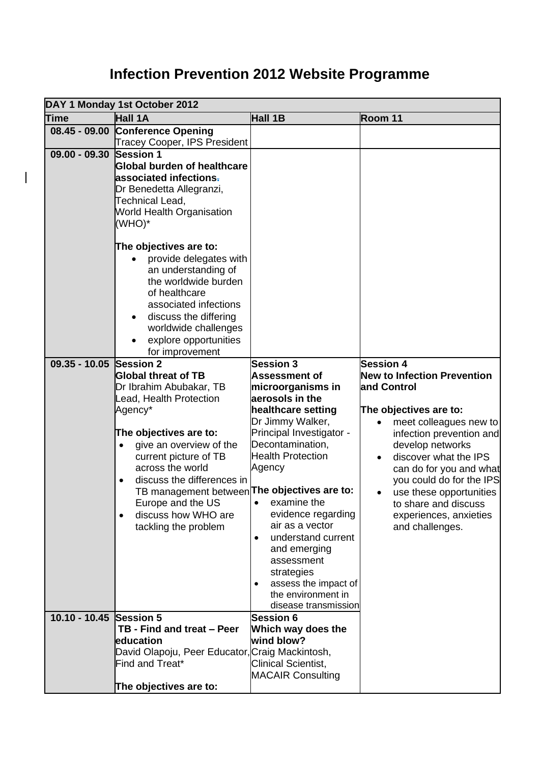# Infection Prevention 2012 Website Programme

| DAY 1 Monday 1st October 2012 | | | |
|---|---|---|---|
| **Time** | **Hall 1A** | **Hall 1B** | **Room 11** |
| **08.45 - 09.00** | **Conference Opening**<br>Tracey Cooper, IPS President | | |
| **09.00 - 09.30** | **Session 1**<br>**Global burden of healthcare associated infections.**<br>Dr Benedetta Allegranzi, Technical Lead, World Health Organisation (WHO)*<br><br>**The objectives are to:**<br>• provide delegates with an understanding of the worldwide burden of healthcare associated infections<br>• discuss the differing worldwide challenges<br>• explore opportunities for improvement | | |
| **09.35 - 10.05** | **Session 2**<br>**Global threat of TB**<br>Dr Ibrahim Abubakar, TB Lead, Health Protection Agency*<br><br>**The objectives are to:**<br>• give an overview of the current picture of TB across the world<br>• discuss the differences in TB management between Europe and the US<br>• discuss how WHO are tackling the problem | **Session 3**<br>**Assessment of microorganisms in aerosols in the healthcare setting**<br>Dr Jimmy Walker, Principal Investigator - Decontamination, Health Protection Agency<br><br>**The objectives are to:**<br>• examine the evidence regarding air as a vector<br>• understand current and emerging assessment strategies<br>• assess the impact of the environment in disease transmission | **Session 4**<br>**New to Infection Prevention and Control**<br><br>**The objectives are to:**<br>• meet colleagues new to infection prevention and develop networks<br>• discover what the IPS can do for you and what you could do for the IPS<br>• use these opportunities to share and discuss experiences, anxieties and challenges. |
| **10.10 - 10.45** | **Session 5**<br>**TB - Find and treat – Peer education**<br>David Olapoju, Peer Educator, Find and Treat*<br><br>**The objectives are to:** | **Session 6**<br>**Which way does the wind blow?**<br>Craig Mackintosh, Clinical Scientist, MACAIR Consulting | |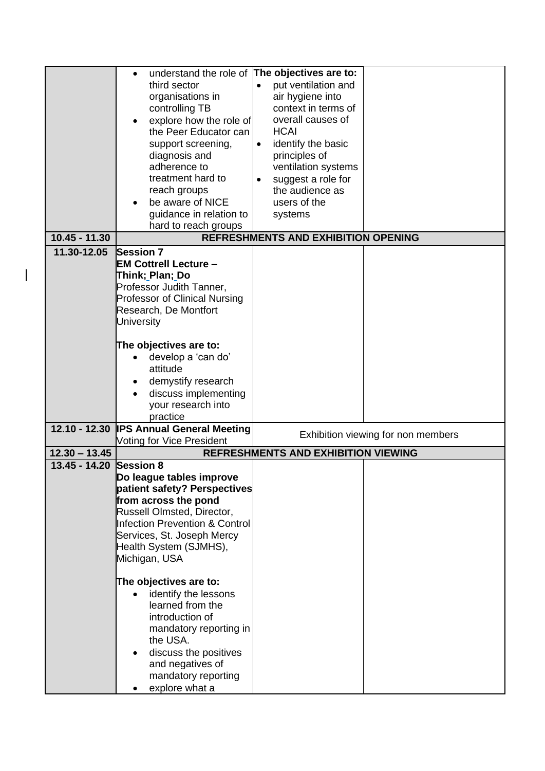| | | | |
|---|---|---|---|
| | • understand the role of third sector organisations in controlling TB<br>• explore how the role of the Peer Educator can support screening, diagnosis and adherence to treatment hard to reach groups<br>• be aware of NICE guidance in relation to hard to reach groups | **The objectives are to:**<br>• put ventilation and air hygiene into context in terms of overall causes of HCAI<br>• identify the basic principles of ventilation systems<br>• suggest a role for the audience as users of the systems | |
| **10.45 - 11.30** | **REFRESHMENTS AND EXHIBITION OPENING** | | |
| **11.30-12.05** | **Session 7**<br>**EM Cottrell Lecture – Think; Plan; Do**<br>Professor Judith Tanner, Professor of Clinical Nursing Research, De Montfort University<br><br>**The objectives are to:**<br>• develop a 'can do' attitude<br>• demystify research<br>• discuss implementing your research into practice | | |
| **12.10 - 12.30** | **IPS Annual General Meeting**<br>Voting for Vice President | Exhibition viewing for non members | |
| **12.30 – 13.45** | **REFRESHMENTS AND EXHIBITION VIEWING** | | |
| **13.45 - 14.20** | **Session 8**<br>**Do league tables improve patient safety? Perspectives from across the pond**<br>Russell Olmsted, Director, Infection Prevention & Control Services, St. Joseph Mercy Health System (SJMHS), Michigan, USA<br><br>**The objectives are to:**<br>• identify the lessons learned from the introduction of mandatory reporting in the USA.<br>• discuss the positives and negatives of mandatory reporting<br>• explore what a | | |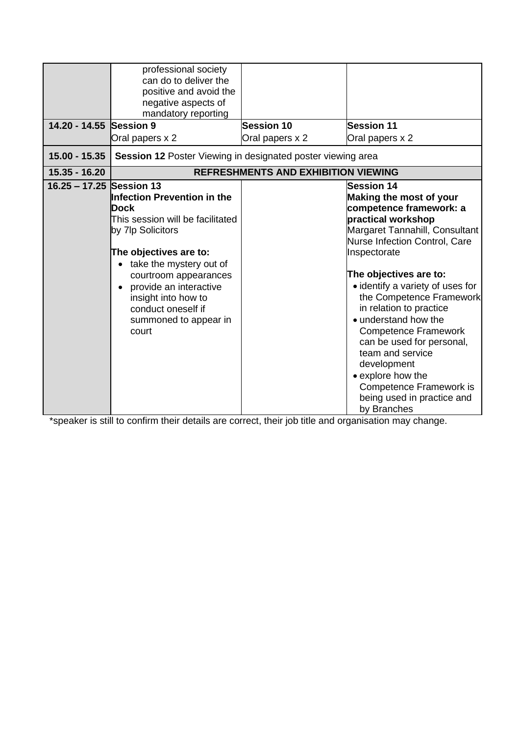| | | | |
|---|---|---|---|
| | professional society can do to deliver the positive and avoid the negative aspects of mandatory reporting | | |
| **14.20 - 14.55** | **Session 9**<br>Oral papers x 2 | **Session 10**<br>Oral papers x 2 | **Session 11**<br>Oral papers x 2 |
| **15.00 - 15.35** | **Session 12** Poster Viewing in designated poster viewing area | | |
| **15.35 - 16.20** | **REFRESHMENTS AND EXHIBITION VIEWING** | | |
| **16.25 – 17.25** | **Session 13**<br>**Infection Prevention in the Dock**<br>This session will be facilitated by 7lp Solicitors<br><br>**The objectives are to:**<br>• take the mystery out of courtroom appearances<br>• provide an interactive insight into how to conduct oneself if summoned to appear in court | | **Session 14**<br>**Making the most of your competence framework: a practical workshop**<br>Margaret Tannahill, Consultant Nurse Infection Control, Care Inspectorate<br><br>**The objectives are to:**<br>• identify a variety of uses for the Competence Framework in relation to practice<br>• understand how the Competence Framework can be used for personal, team and service development<br>• explore how the Competence Framework is being used in practice and by Branches |

*speaker is still to confirm their details are correct, their job title and organisation may change.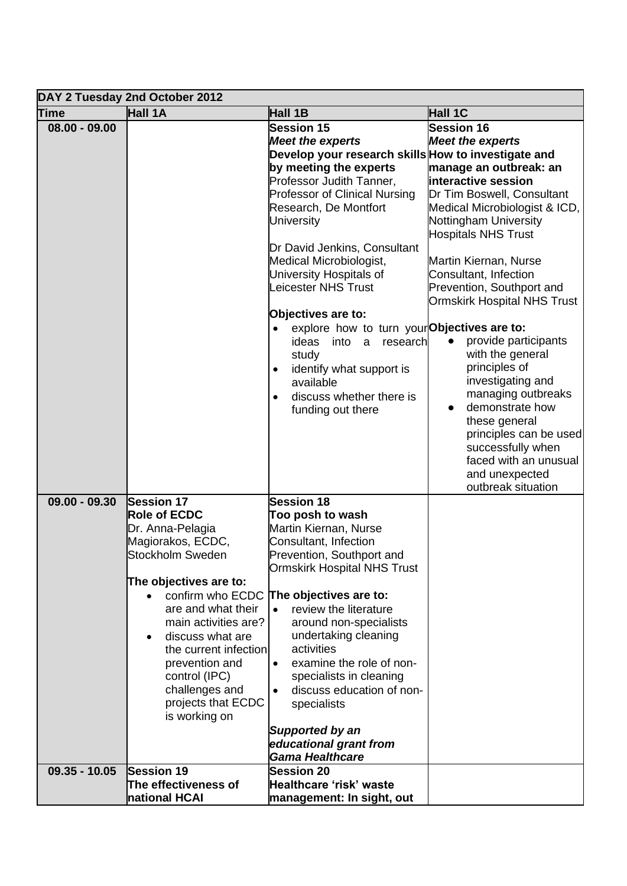| DAY 2 Tuesday 2nd October 2012 | | | |
|---|---|---|---|
| **Time** | **Hall 1A** | **Hall 1B** | **Hall 1C** |
| **08.00 - 09.00** | | **Session 15**<br>***Meet the experts***<br>**Develop your research skills by meeting the experts**<br>Professor Judith Tanner, Professor of Clinical Nursing Research, De Montfort University<br><br>Dr David Jenkins, Consultant Medical Microbiologist, University Hospitals of Leicester NHS Trust<br><br>**Objectives are to:**<br>• explore how to turn your ideas into a research study<br>• identify what support is available<br>• discuss whether there is funding out there | **Session 16**<br>***Meet the experts***<br>**How to investigate and manage an outbreak: an interactive session**<br>Dr Tim Boswell, Consultant Medical Microbiologist & ICD, Nottingham University Hospitals NHS Trust<br><br>Martin Kiernan, Nurse Consultant, Infection Prevention, Southport and Ormskirk Hospital NHS Trust<br><br>**Objectives are to:**<br>• provide participants with the general principles of investigating and managing outbreaks<br>• demonstrate how these general principles can be used successfully when faced with an unusual and unexpected outbreak situation |
| **09.00 - 09.30** | **Session 17**<br>**Role of ECDC**<br>Dr. Anna-Pelagia Magiorakos, ECDC, Stockholm Sweden<br><br>**The objectives are to:**<br>• confirm who ECDC are and what their main activities are?<br>• discuss what are the current infection prevention and control (IPC) challenges and projects that ECDC is working on | **Session 18**<br>**Too posh to wash**<br>Martin Kiernan, Nurse Consultant, Infection Prevention, Southport and Ormskirk Hospital NHS Trust<br><br>**The objectives are to:**<br>• review the literature around non-specialists undertaking cleaning activities<br>• examine the role of non-specialists in cleaning<br>• discuss education of non-specialists<br><br>***Supported by an educational grant from Gama Healthcare*** | |
| **09.35 - 10.05** | **Session 19**<br>**The effectiveness of national HCAI** | **Session 20**<br>**Healthcare 'risk' waste management: In sight, out** | |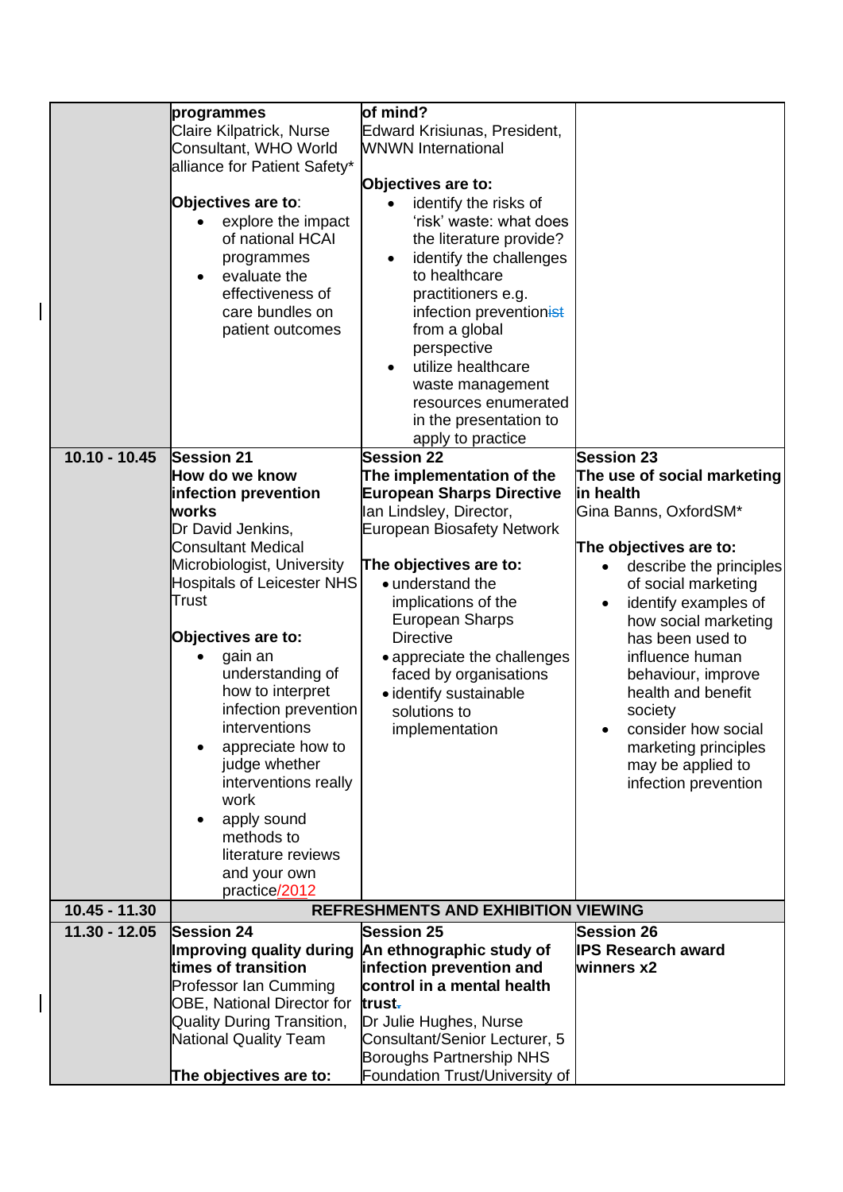| | | | |
|---|---|---|---|
| | **programmes**<br>Claire Kilpatrick, Nurse Consultant, WHO World alliance for Patient Safety*<br><br>**Objectives are to**:<br>• explore the impact of national HCAI programmes<br>• evaluate the effectiveness of care bundles on patient outcomes | **of mind?**<br>Edward Krisiunas, President, WNWN International<br><br>**Objectives are to:**<br>• identify the risks of 'risk' waste: what does the literature provide?<br>• identify the challenges to healthcare practitioners e.g. infection preventionist from a global perspective<br>• utilize healthcare waste management resources enumerated in the presentation to apply to practice | |
| **10.10 - 10.45** | **Session 21**<br>**How do we know infection prevention works**<br>Dr David Jenkins, Consultant Medical Microbiologist, University Hospitals of Leicester NHS Trust<br><br>**Objectives are to:**<br>• gain an understanding of how to interpret infection prevention interventions<br>• appreciate how to judge whether interventions really work<br>• apply sound methods to literature reviews and your own practice/2012 | **Session 22**<br>**The implementation of the European Sharps Directive**<br>Ian Lindsley, Director, European Biosafety Network<br><br>**The objectives are to:**<br>• understand the implications of the European Sharps Directive<br>• appreciate the challenges faced by organisations<br>• identify sustainable solutions to implementation | **Session 23**<br>**The use of social marketing in health**<br>Gina Banns, OxfordSM*<br><br>**The objectives are to:**<br>• describe the principles of social marketing<br>• identify examples of how social marketing has been used to influence human behaviour, improve health and benefit society<br>• consider how social marketing principles may be applied to infection prevention |
| **10.45 - 11.30** | **REFRESHMENTS AND EXHIBITION VIEWING** | | |
| **11.30 - 12.05** | **Session 24**<br>**Improving quality during times of transition**<br>Professor Ian Cumming OBE, National Director for Quality During Transition, National Quality Team<br><br>**The objectives are to:** | **Session 25**<br>**An ethnographic study of infection prevention and control in a mental health trust.**<br>Dr Julie Hughes, Nurse Consultant/Senior Lecturer, 5 Boroughs Partnership NHS Foundation Trust/University of | **Session 26**<br>**IPS Research award winners x2** |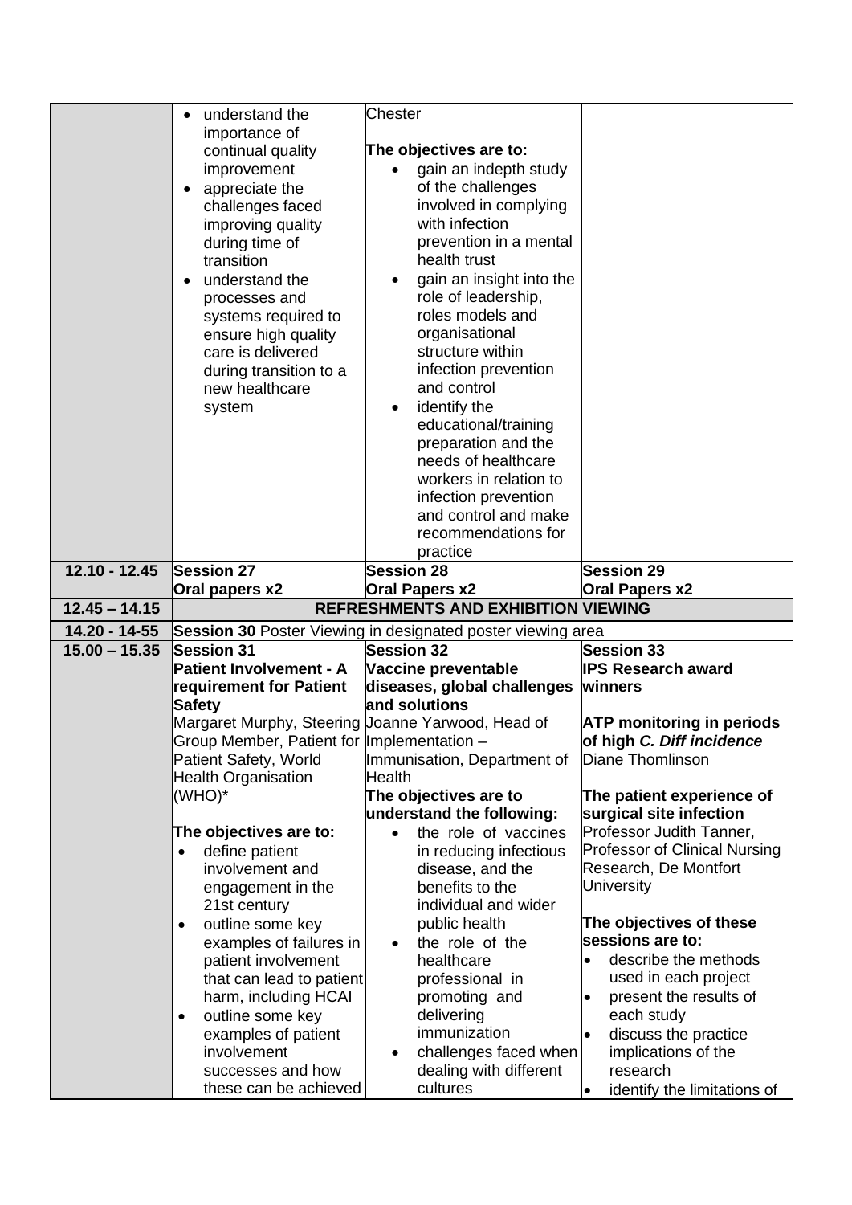| | | | |
|---|---|---|---|
| | • understand the importance of continual quality improvement<br>• appreciate the challenges faced improving quality during time of transition<br>• understand the processes and systems required to ensure high quality care is delivered during transition to a new healthcare system | Chester<br><br>**The objectives are to:**<br>• gain an indepth study of the challenges involved in complying with infection prevention in a mental health trust<br>• gain an insight into the role of leadership, roles models and organisational structure within infection prevention and control<br>• identify the educational/training preparation and the needs of healthcare workers in relation to infection prevention and control and make recommendations for practice | |
| **12.10 - 12.45** | **Session 27**<br>**Oral papers x2** | **Session 28**<br>**Oral Papers x2** | **Session 29**<br>**Oral Papers x2** |
| **12.45 – 14.15** | **REFRESHMENTS AND EXHIBITION VIEWING** | | |
| **14.20 - 14-55** | **Session 30** Poster Viewing in designated poster viewing area | | |
| **15.00 – 15.35** | **Session 31**<br>**Patient Involvement - A requirement for Patient Safety**<br>Margaret Murphy, Steering Group Member, Patient for Patient Safety, World Health Organisation (WHO)*<br><br>**The objectives are to:**<br>• define patient involvement and engagement in the 21st century<br>• outline some key examples of failures in patient involvement that can lead to patient harm, including HCAI<br>• outline some key examples of patient involvement successes and how these can be achieved | **Session 32**<br>**Vaccine preventable diseases, global challenges and solutions**<br>Joanne Yarwood, Head of Implementation – Immunisation, Department of Health<br>**The objectives are to understand the following:**<br>• the role of vaccines in reducing infectious disease, and the benefits to the individual and wider public health<br>• the role of the healthcare professional in promoting and delivering immunization<br>• challenges faced when dealing with different cultures | **Session 33**<br>**IPS Research award winners**<br><br>**ATP monitoring in periods of high *C. Diff incidence***<br>Diane Thomlinson<br><br>**The patient experience of surgical site infection**<br>Professor Judith Tanner, Professor of Clinical Nursing Research, De Montfort University<br><br>**The objectives of these sessions are to:**<br>• describe the methods used in each project<br>• present the results of each study<br>• discuss the practice implications of the research<br>• identify the limitations of |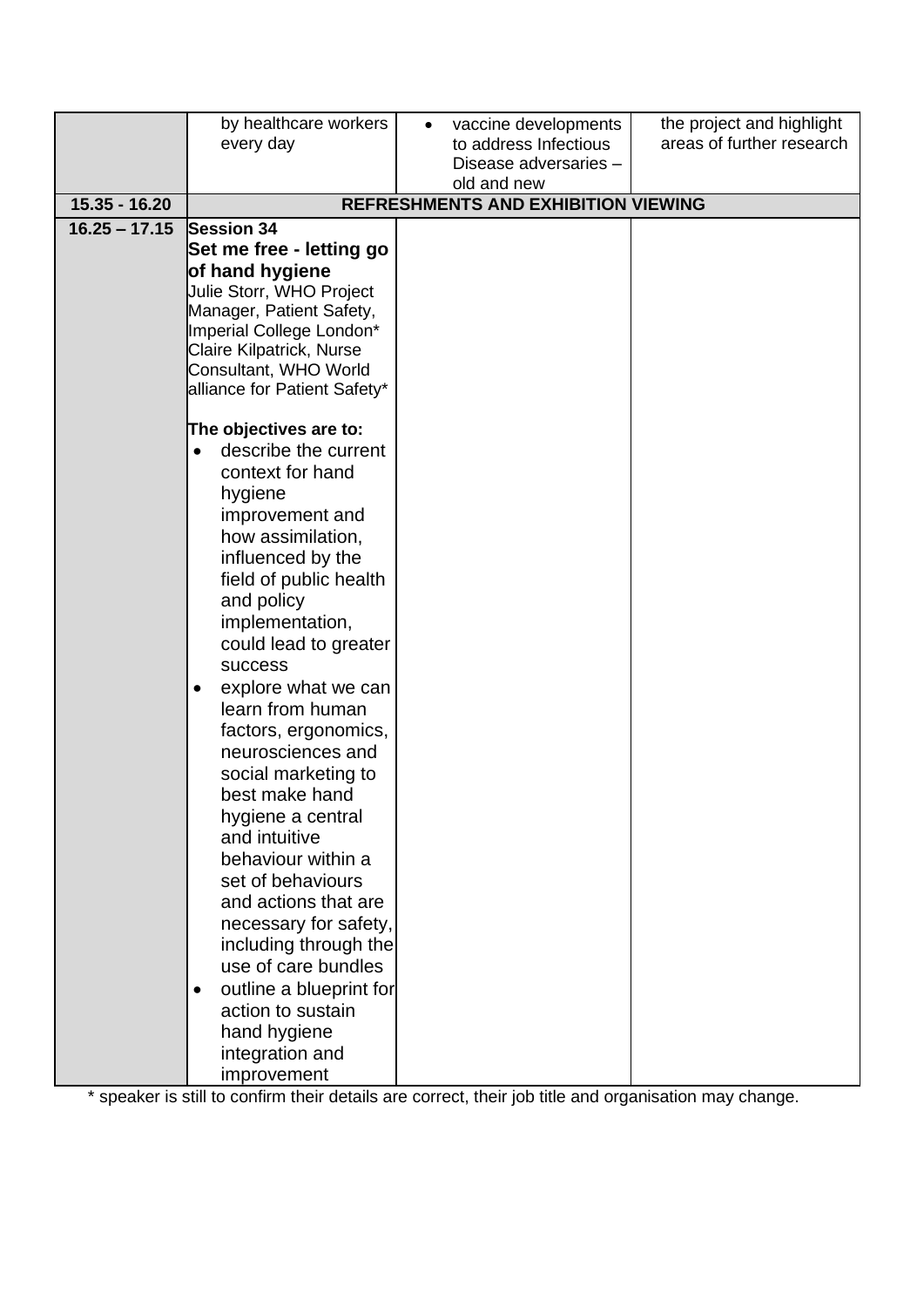|  |  |  |  |
|---|---|---|---|
|  | by healthcare workers every day | • vaccine developments to address Infectious Disease adversaries – old and new | the project and highlight areas of further research |
| 15.35 - 16.20 | **REFRESHMENTS AND EXHIBITION VIEWING** | | |
| 16.25 – 17.15 | **Session 34**<br>**Set me free - letting go of hand hygiene**<br>Julie Storr, WHO Project Manager, Patient Safety, Imperial College London*<br>Claire Kilpatrick, Nurse Consultant, WHO World alliance for Patient Safety*<br><br>**The objectives are to:**<br>• describe the current context for hand hygiene improvement and how assimilation, influenced by the field of public health and policy implementation, could lead to greater success<br>• explore what we can learn from human factors, ergonomics, neurosciences and social marketing to best make hand hygiene a central and intuitive behaviour within a set of behaviours and actions that are necessary for safety, including through the use of care bundles<br>• outline a blueprint for action to sustain hand hygiene integration and improvement |  |  |

* speaker is still to confirm their details are correct, their job title and organisation may change.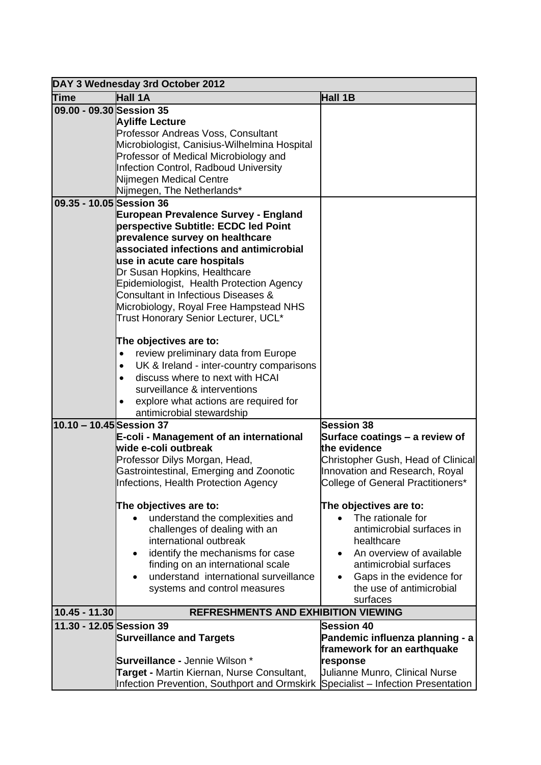| DAY 3 Wednesday 3rd October 2012 | | |
|---|---|---|
| **Time** | **Hall 1A** | **Hall 1B** |
| **09.00 - 09.30** | **Session 35**<br>**Ayliffe Lecture**<br>Professor Andreas Voss, Consultant Microbiologist, Canisius-Wilhelmina Hospital Professor of Medical Microbiology and Infection Control, Radboud University Nijmegen Medical Centre Nijmegen, The Netherlands* | |
| **09.35 - 10.05** | **Session 36**<br>**European Prevalence Survey - England perspective Subtitle: ECDC led Point prevalence survey on healthcare associated infections and antimicrobial use in acute care hospitals**<br>Dr Susan Hopkins, Healthcare Epidemiologist, Health Protection Agency Consultant in Infectious Diseases & Microbiology, Royal Free Hampstead NHS Trust Honorary Senior Lecturer, UCL*<br><br>**The objectives are to:**<br>• review preliminary data from Europe<br>• UK & Ireland - inter-country comparisons<br>• discuss where to next with HCAI surveillance & interventions<br>• explore what actions are required for antimicrobial stewardship | |
| **10.10 – 10.45** | **Session 37**<br>**E-coli - Management of an international wide e-coli outbreak**<br>Professor Dilys Morgan, Head, Gastrointestinal, Emerging and Zoonotic Infections, Health Protection Agency<br><br>**The objectives are to:**<br>• understand the complexities and challenges of dealing with an international outbreak<br>• identify the mechanisms for case finding on an international scale<br>• understand international surveillance systems and control measures | **Session 38**<br>**Surface coatings – a review of the evidence**<br>Christopher Gush, Head of Clinical Innovation and Research, Royal College of General Practitioners*<br><br>**The objectives are to:**<br>• The rationale for antimicrobial surfaces in healthcare<br>• An overview of available antimicrobial surfaces<br>• Gaps in the evidence for the use of antimicrobial surfaces |
| **10.45 - 11.30** | **REFRESHMENTS AND EXHIBITION VIEWING** | |
| **11.30 - 12.05** | **Session 39**<br>**Surveillance and Targets**<br><br>**Surveillance -** Jennie Wilson *<br>**Target -** Martin Kiernan, Nurse Consultant, Infection Prevention, Southport and Ormskirk | **Session 40**<br>**Pandemic influenza planning - a framework for an earthquake response**<br>Julianne Munro, Clinical Nurse Specialist – Infection Presentation |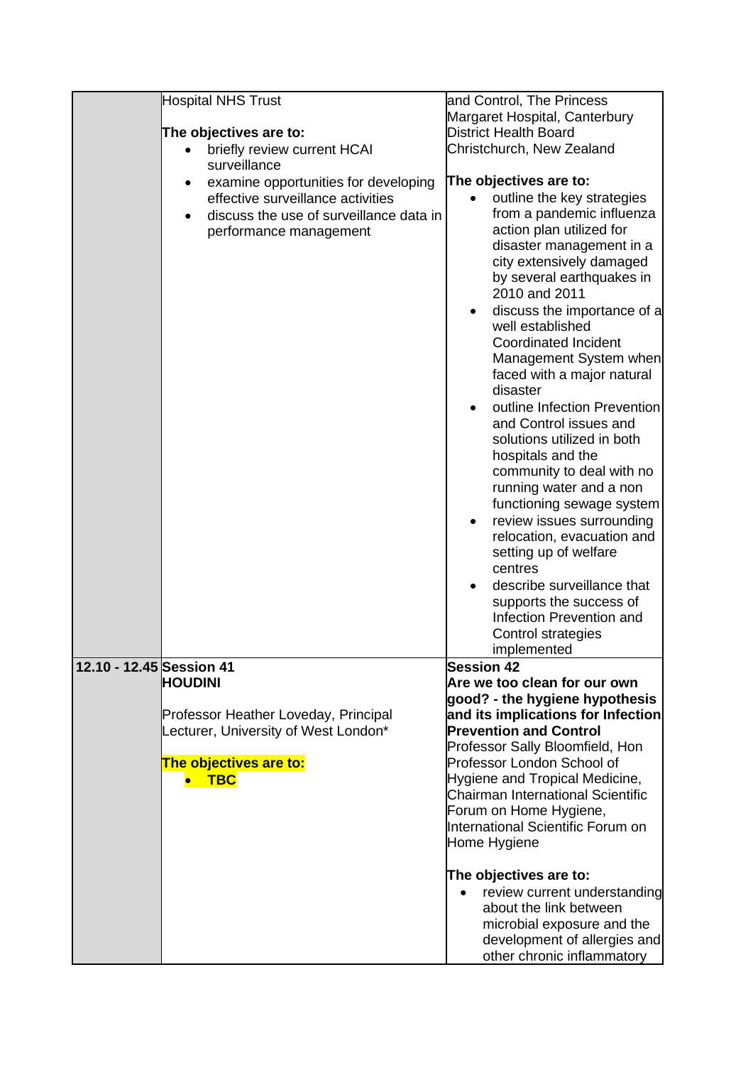| | | |
|---|---|---|
| | Hospital NHS Trust<br><br>**The objectives are to:**<br>• briefly review current HCAI surveillance<br>• examine opportunities for developing effective surveillance activities<br>• discuss the use of surveillance data in performance management | and Control, The Princess Margaret Hospital, Canterbury District Health Board Christchurch, New Zealand<br><br>**The objectives are to:**<br>• outline the key strategies from a pandemic influenza action plan utilized for disaster management in a city extensively damaged by several earthquakes in 2010 and 2011<br>• discuss the importance of a well established Coordinated Incident Management System when faced with a major natural disaster<br>• outline Infection Prevention and Control issues and solutions utilized in both hospitals and the community to deal with no running water and a non functioning sewage system<br>• review issues surrounding relocation, evacuation and setting up of welfare centres<br>• describe surveillance that supports the success of Infection Prevention and Control strategies implemented |
| **12.10 - 12.45** | **Session 41**<br>**HOUDINI**<br><br>Professor Heather Loveday, Principal Lecturer, University of West London*<br><br>**The objectives are to:**<br>• **TBC** | **Session 42**<br>**Are we too clean for our own good? - the hygiene hypothesis and its implications for Infection Prevention and Control**<br>Professor Sally Bloomfield, Hon Professor London School of Hygiene and Tropical Medicine, Chairman International Scientific Forum on Home Hygiene, International Scientific Forum on Home Hygiene<br><br>**The objectives are to:**<br>• review current understanding about the link between microbial exposure and the development of allergies and other chronic inflammatory |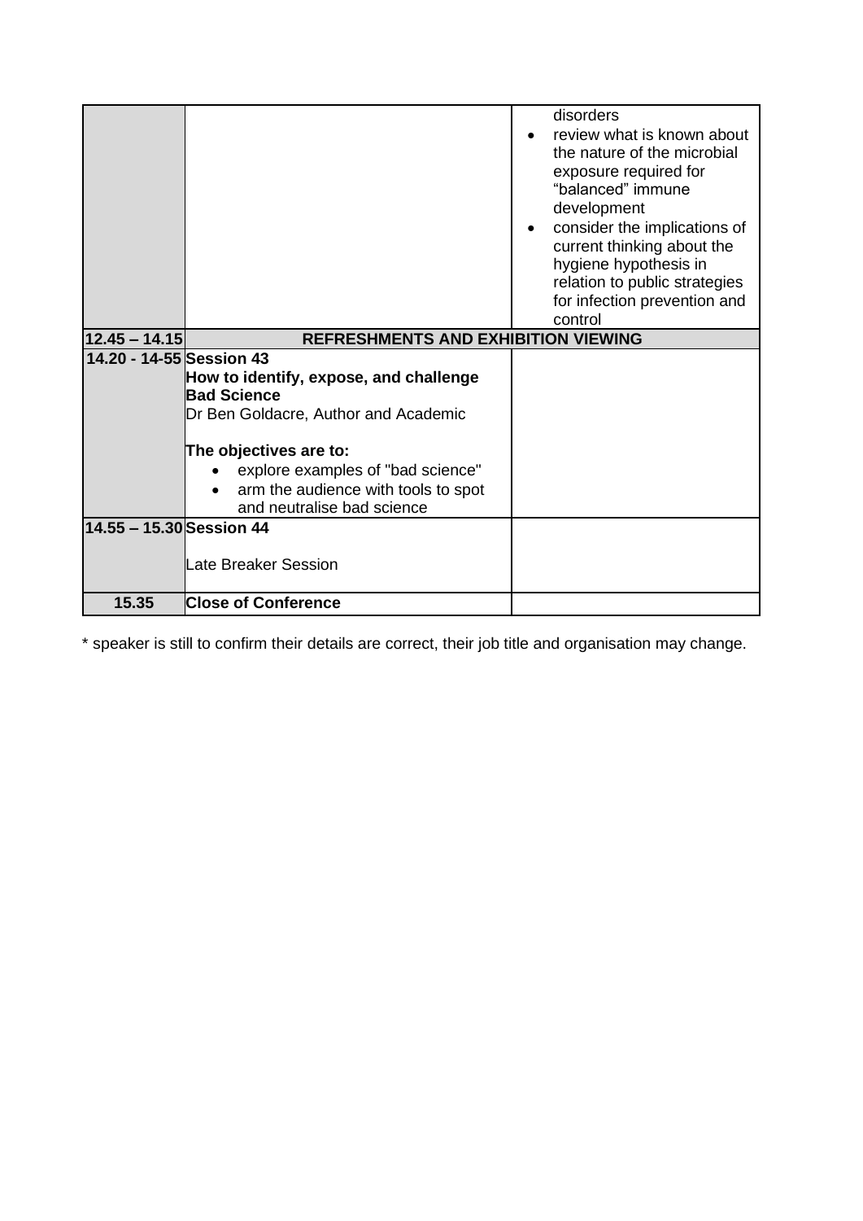| | | |
|---|---|---|
| | | disorders<br>• review what is known about the nature of the microbial exposure required for "balanced" immune development<br>• consider the implications of current thinking about the hygiene hypothesis in relation to public strategies for infection prevention and control |
| **12.45 – 14.15** | **REFRESHMENTS AND EXHIBITION VIEWING** | |
| **14.20 - 14-55** | **Session 43**<br>**How to identify, expose, and challenge Bad Science**<br>Dr Ben Goldacre, Author and Academic<br><br>**The objectives are to:**<br>• explore examples of "bad science"<br>• arm the audience with tools to spot and neutralise bad science | |
| **14.55 – 15.30** | **Session 44**<br><br>Late Breaker Session | |
| **15.35** | **Close of Conference** | |

* speaker is still to confirm their details are correct, their job title and organisation may change.